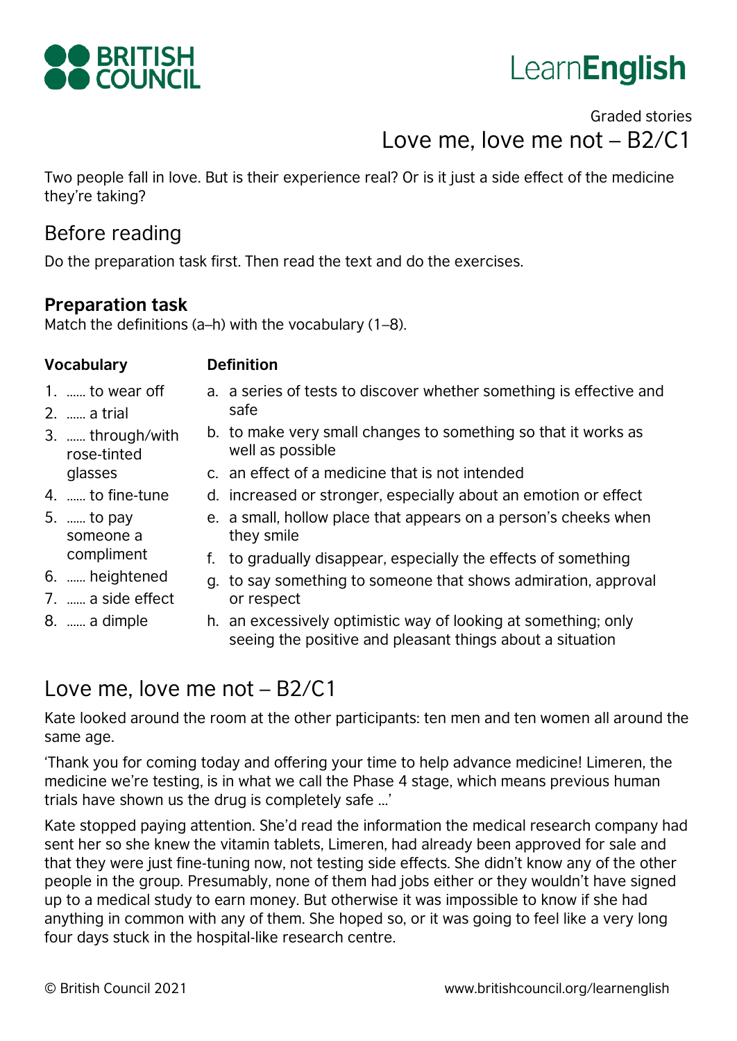BRITISH COUNCIL

LearnEnglish

Graded stories

# Love me, love me not – B2/C1

Two people fall in love. But is their experience real? Or is it just a side effect of the medicine they're taking?

## Before reading

Do the preparation task first. Then read the text and do the exercises.

### Preparation task

Match the definitions (a–h) with the vocabulary (1–8).

| Vocabulary | Definition |
|---|---|
| 1. …… to wear off | a. a series of tests to discover whether something is effective and safe |
| 2. …… a trial | b. to make very small changes to something so that it works as well as possible |
| 3. …… through/with rose-tinted glasses | c. an effect of a medicine that is not intended |
| 4. …… to fine-tune | d. increased or stronger, especially about an emotion or effect |
| 5. …… to pay someone a compliment | e. a small, hollow place that appears on a person's cheeks when they smile |
| 6. …… heightened | f. to gradually disappear, especially the effects of something |
| 7. …… a side effect | g. to say something to someone that shows admiration, approval or respect |
| 8. …… a dimple | h. an excessively optimistic way of looking at something; only seeing the positive and pleasant things about a situation |

## Love me, love me not – B2/C1

Kate looked around the room at the other participants: ten men and ten women all around the same age.

'Thank you for coming today and offering your time to help advance medicine! Limeren, the medicine we're testing, is in what we call the Phase 4 stage, which means previous human trials have shown us the drug is completely safe …'

Kate stopped paying attention. She'd read the information the medical research company had sent her so she knew the vitamin tablets, Limeren, had already been approved for sale and that they were just fine-tuning now, not testing side effects. She didn't know any of the other people in the group. Presumably, none of them had jobs either or they wouldn't have signed up to a medical study to earn money. But otherwise it was impossible to know if she had anything in common with any of them. She hoped so, or it was going to feel like a very long four days stuck in the hospital-like research centre.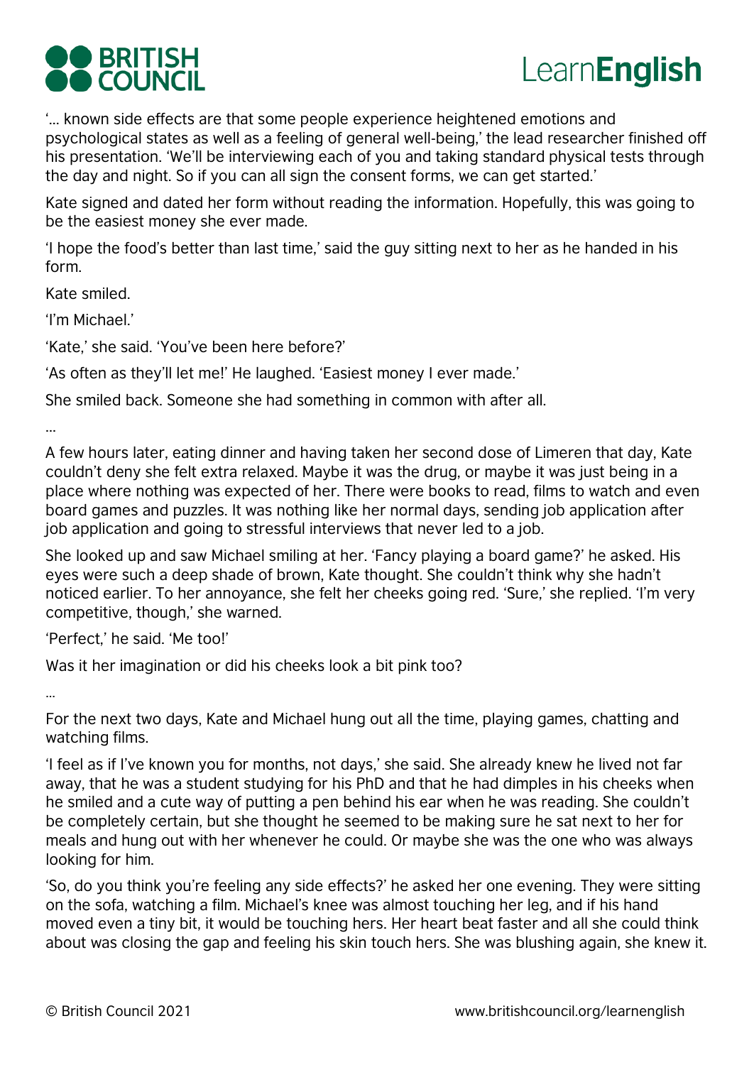'… known side effects are that some people experience heightened emotions and psychological states as well as a feeling of general well-being,' the lead researcher finished off his presentation. 'We'll be interviewing each of you and taking standard physical tests through the day and night. So if you can all sign the consent forms, we can get started.'

Kate signed and dated her form without reading the information. Hopefully, this was going to be the easiest money she ever made.

'I hope the food's better than last time,' said the guy sitting next to her as he handed in his form.

Kate smiled.

'I'm Michael.'

'Kate,' she said. 'You've been here before?'

'As often as they'll let me!' He laughed. 'Easiest money I ever made.'

She smiled back. Someone she had something in common with after all.

…

A few hours later, eating dinner and having taken her second dose of Limeren that day, Kate couldn't deny she felt extra relaxed. Maybe it was the drug, or maybe it was just being in a place where nothing was expected of her. There were books to read, films to watch and even board games and puzzles. It was nothing like her normal days, sending job application after job application and going to stressful interviews that never led to a job.

She looked up and saw Michael smiling at her. 'Fancy playing a board game?' he asked. His eyes were such a deep shade of brown, Kate thought. She couldn't think why she hadn't noticed earlier. To her annoyance, she felt her cheeks going red. 'Sure,' she replied. 'I'm very competitive, though,' she warned.

'Perfect,' he said. 'Me too!'

Was it her imagination or did his cheeks look a bit pink too?

…

For the next two days, Kate and Michael hung out all the time, playing games, chatting and watching films.

'I feel as if I've known you for months, not days,' she said. She already knew he lived not far away, that he was a student studying for his PhD and that he had dimples in his cheeks when he smiled and a cute way of putting a pen behind his ear when he was reading. She couldn't be completely certain, but she thought he seemed to be making sure he sat next to her for meals and hung out with her whenever he could. Or maybe she was the one who was always looking for him.

'So, do you think you're feeling any side effects?' he asked her one evening. They were sitting on the sofa, watching a film. Michael's knee was almost touching her leg, and if his hand moved even a tiny bit, it would be touching hers. Her heart beat faster and all she could think about was closing the gap and feeling his skin touch hers. She was blushing again, she knew it.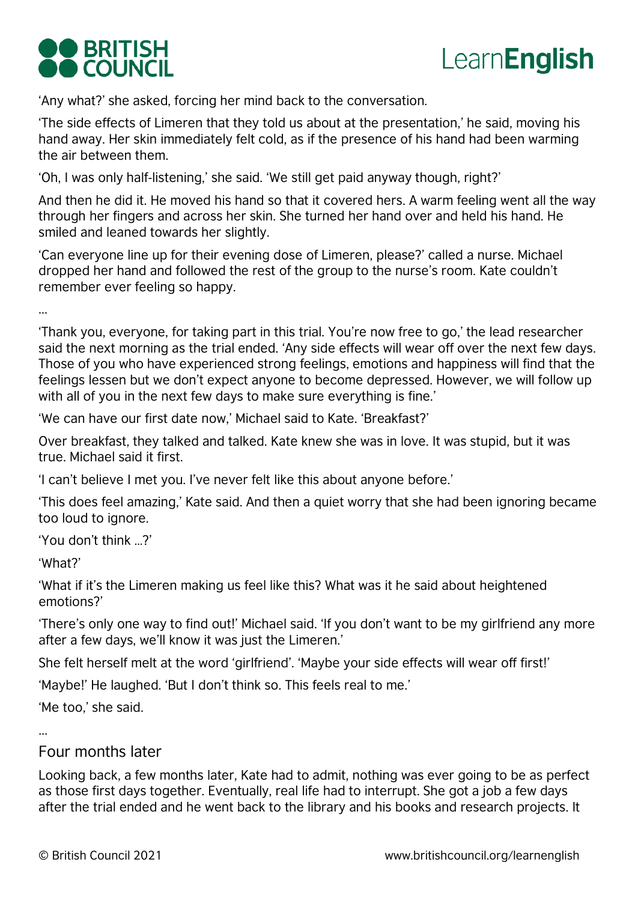'Any what?' she asked, forcing her mind back to the conversation.

'The side effects of Limeren that they told us about at the presentation,' he said, moving his hand away. Her skin immediately felt cold, as if the presence of his hand had been warming the air between them.

'Oh, I was only half-listening,' she said. 'We still get paid anyway though, right?'

And then he did it. He moved his hand so that it covered hers. A warm feeling went all the way through her fingers and across her skin. She turned her hand over and held his hand. He smiled and leaned towards her slightly.

'Can everyone line up for their evening dose of Limeren, please?' called a nurse. Michael dropped her hand and followed the rest of the group to the nurse's room. Kate couldn't remember ever feeling so happy.

…

'Thank you, everyone, for taking part in this trial. You're now free to go,' the lead researcher said the next morning as the trial ended. 'Any side effects will wear off over the next few days. Those of you who have experienced strong feelings, emotions and happiness will find that the feelings lessen but we don't expect anyone to become depressed. However, we will follow up with all of you in the next few days to make sure everything is fine.'

'We can have our first date now,' Michael said to Kate. 'Breakfast?'

Over breakfast, they talked and talked. Kate knew she was in love. It was stupid, but it was true. Michael said it first.

'I can't believe I met you. I've never felt like this about anyone before.'

'This does feel amazing,' Kate said. And then a quiet worry that she had been ignoring became too loud to ignore.

'You don't think …?'

'What?'

'What if it's the Limeren making us feel like this? What was it he said about heightened emotions?'

'There's only one way to find out!' Michael said. 'If you don't want to be my girlfriend any more after a few days, we'll know it was just the Limeren.'

She felt herself melt at the word 'girlfriend'. 'Maybe your side effects will wear off first!'

'Maybe!' He laughed. 'But I don't think so. This feels real to me.'

'Me too,' she said.

…

## Four months later

Looking back, a few months later, Kate had to admit, nothing was ever going to be as perfect as those first days together. Eventually, real life had to interrupt. She got a job a few days after the trial ended and he went back to the library and his books and research projects. It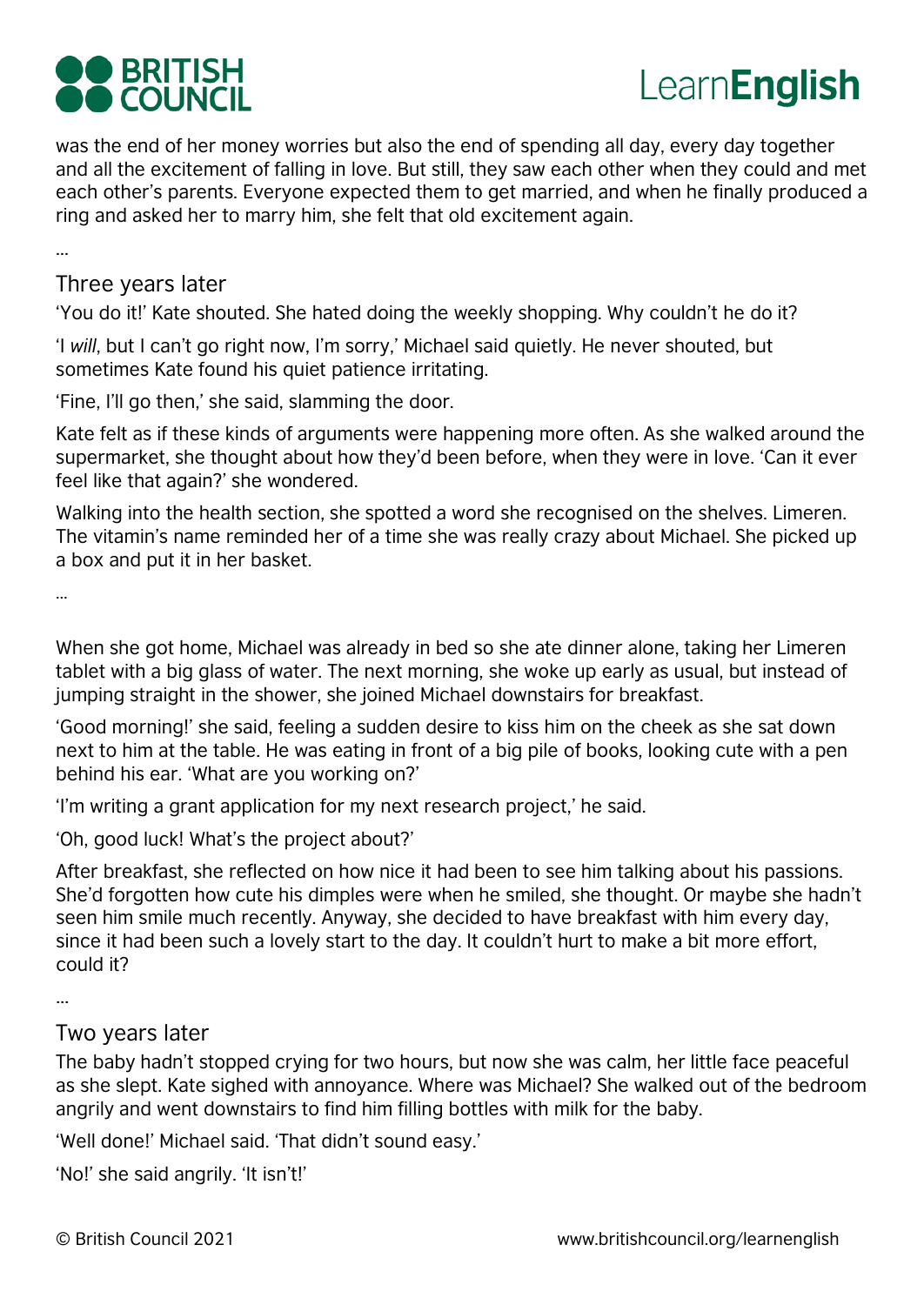was the end of her money worries but also the end of spending all day, every day together and all the excitement of falling in love. But still, they saw each other when they could and met each other's parents. Everyone expected them to get married, and when he finally produced a ring and asked her to marry him, she felt that old excitement again.

...

## Three years later

'You do it!' Kate shouted. She hated doing the weekly shopping. Why couldn't he do it?

'I *will*, but I can't go right now, I'm sorry,' Michael said quietly. He never shouted, but sometimes Kate found his quiet patience irritating.

'Fine, I'll go then,' she said, slamming the door.

Kate felt as if these kinds of arguments were happening more often. As she walked around the supermarket, she thought about how they'd been before, when they were in love. 'Can it ever feel like that again?' she wondered.

Walking into the health section, she spotted a word she recognised on the shelves. Limeren. The vitamin's name reminded her of a time she was really crazy about Michael. She picked up a box and put it in her basket.

...

When she got home, Michael was already in bed so she ate dinner alone, taking her Limeren tablet with a big glass of water. The next morning, she woke up early as usual, but instead of jumping straight in the shower, she joined Michael downstairs for breakfast.

'Good morning!' she said, feeling a sudden desire to kiss him on the cheek as she sat down next to him at the table. He was eating in front of a big pile of books, looking cute with a pen behind his ear. 'What are you working on?'

'I'm writing a grant application for my next research project,' he said.

'Oh, good luck! What's the project about?'

After breakfast, she reflected on how nice it had been to see him talking about his passions. She'd forgotten how cute his dimples were when he smiled, she thought. Or maybe she hadn't seen him smile much recently. Anyway, she decided to have breakfast with him every day, since it had been such a lovely start to the day. It couldn't hurt to make a bit more effort, could it?

...

## Two years later

The baby hadn't stopped crying for two hours, but now she was calm, her little face peaceful as she slept. Kate sighed with annoyance. Where was Michael? She walked out of the bedroom angrily and went downstairs to find him filling bottles with milk for the baby.

'Well done!' Michael said. 'That didn't sound easy.'

'No!' she said angrily. 'It isn't!'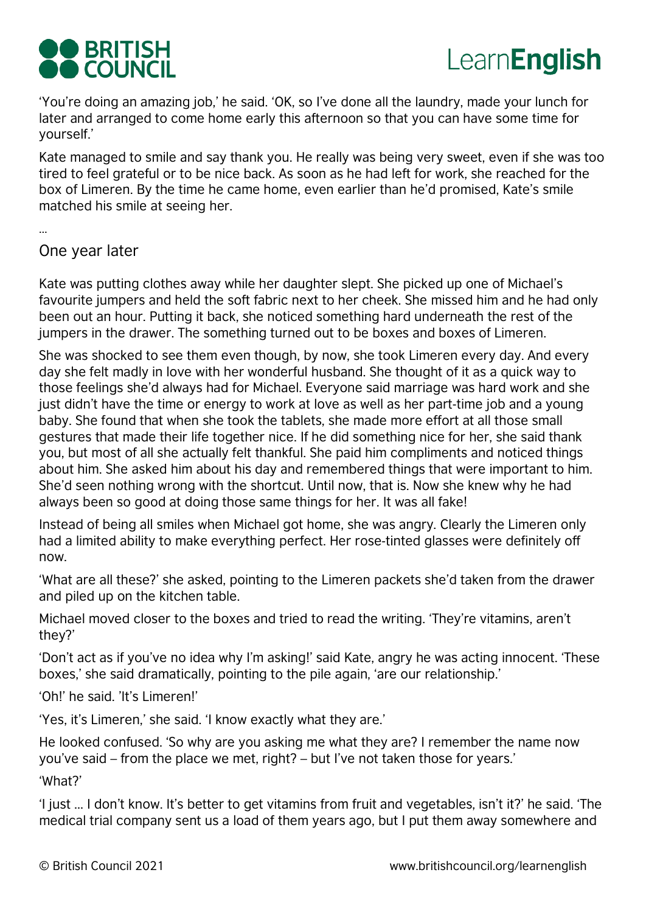'You're doing an amazing job,' he said. 'OK, so I've done all the laundry, made your lunch for later and arranged to come home early this afternoon so that you can have some time for yourself.'

Kate managed to smile and say thank you. He really was being very sweet, even if she was too tired to feel grateful or to be nice back. As soon as he had left for work, she reached for the box of Limeren. By the time he came home, even earlier than he'd promised, Kate's smile matched his smile at seeing her.

…

One year later

Kate was putting clothes away while her daughter slept. She picked up one of Michael's favourite jumpers and held the soft fabric next to her cheek. She missed him and he had only been out an hour. Putting it back, she noticed something hard underneath the rest of the jumpers in the drawer. The something turned out to be boxes and boxes of Limeren.

She was shocked to see them even though, by now, she took Limeren every day. And every day she felt madly in love with her wonderful husband. She thought of it as a quick way to those feelings she'd always had for Michael. Everyone said marriage was hard work and she just didn't have the time or energy to work at love as well as her part-time job and a young baby. She found that when she took the tablets, she made more effort at all those small gestures that made their life together nice. If he did something nice for her, she said thank you, but most of all she actually felt thankful. She paid him compliments and noticed things about him. She asked him about his day and remembered things that were important to him. She'd seen nothing wrong with the shortcut. Until now, that is. Now she knew why he had always been so good at doing those same things for her. It was all fake!

Instead of being all smiles when Michael got home, she was angry. Clearly the Limeren only had a limited ability to make everything perfect. Her rose-tinted glasses were definitely off now.

'What are all these?' she asked, pointing to the Limeren packets she'd taken from the drawer and piled up on the kitchen table.

Michael moved closer to the boxes and tried to read the writing. 'They're vitamins, aren't they?'

'Don't act as if you've no idea why I'm asking!' said Kate, angry he was acting innocent. 'These boxes,' she said dramatically, pointing to the pile again, 'are our relationship.'

'Oh!' he said. 'It's Limeren!'

'Yes, it's Limeren,' she said. 'I know exactly what they are.'

He looked confused. 'So why are you asking me what they are? I remember the name now you've said – from the place we met, right? – but I've not taken those for years.'

'What?'

'I just … I don't know. It's better to get vitamins from fruit and vegetables, isn't it?' he said. 'The medical trial company sent us a load of them years ago, but I put them away somewhere and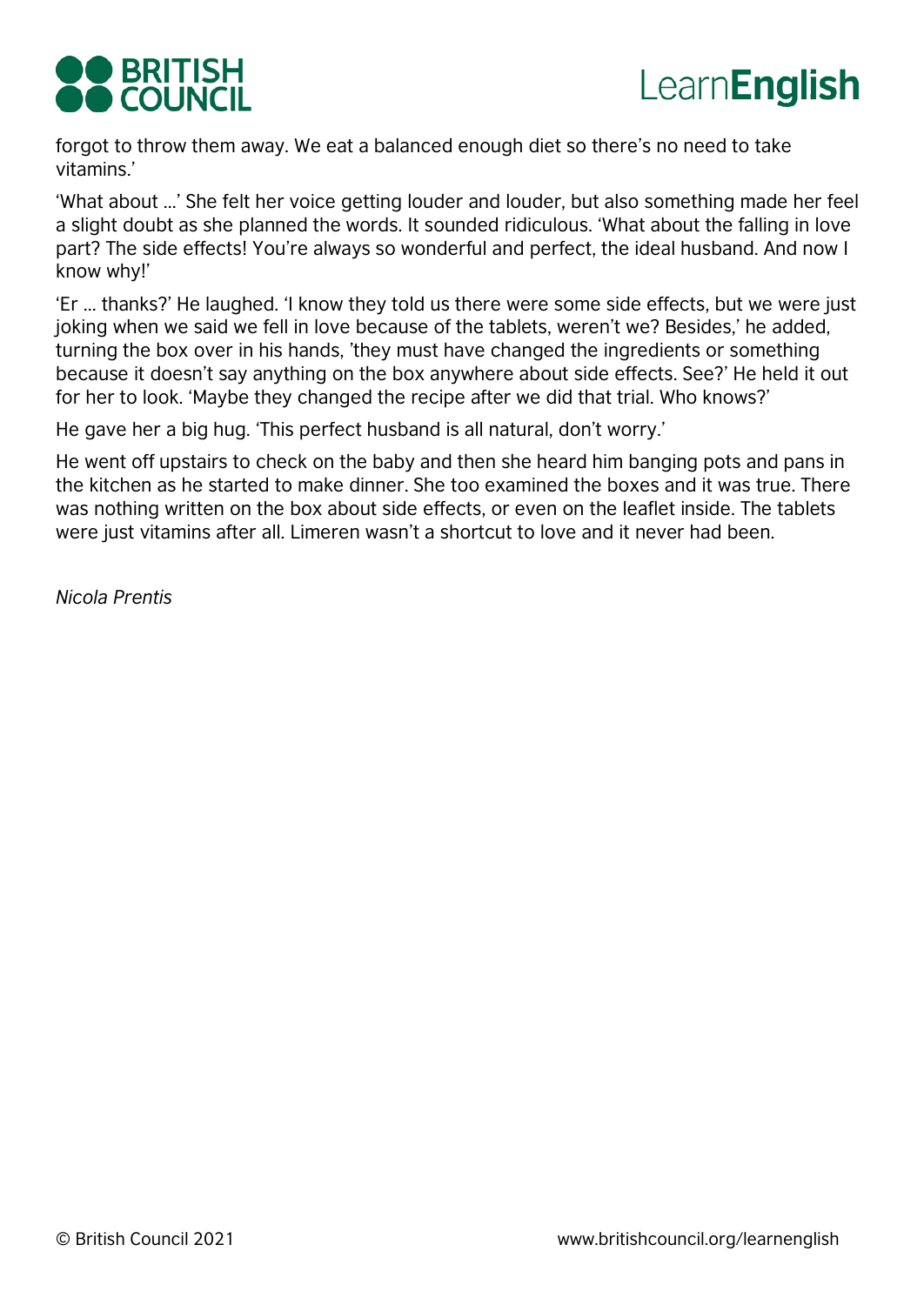forgot to throw them away. We eat a balanced enough diet so there's no need to take vitamins.'

'What about …' She felt her voice getting louder and louder, but also something made her feel a slight doubt as she planned the words. It sounded ridiculous. 'What about the falling in love part? The side effects! You're always so wonderful and perfect, the ideal husband. And now I know why!'

'Er … thanks?' He laughed. 'I know they told us there were some side effects, but we were just joking when we said we fell in love because of the tablets, weren't we? Besides,' he added, turning the box over in his hands, 'they must have changed the ingredients or something because it doesn't say anything on the box anywhere about side effects. See?' He held it out for her to look. 'Maybe they changed the recipe after we did that trial. Who knows?'

He gave her a big hug. 'This perfect husband is all natural, don't worry.'

He went off upstairs to check on the baby and then she heard him banging pots and pans in the kitchen as he started to make dinner. She too examined the boxes and it was true. There was nothing written on the box about side effects, or even on the leaflet inside. The tablets were just vitamins after all. Limeren wasn't a shortcut to love and it never had been.

*Nicola Prentis*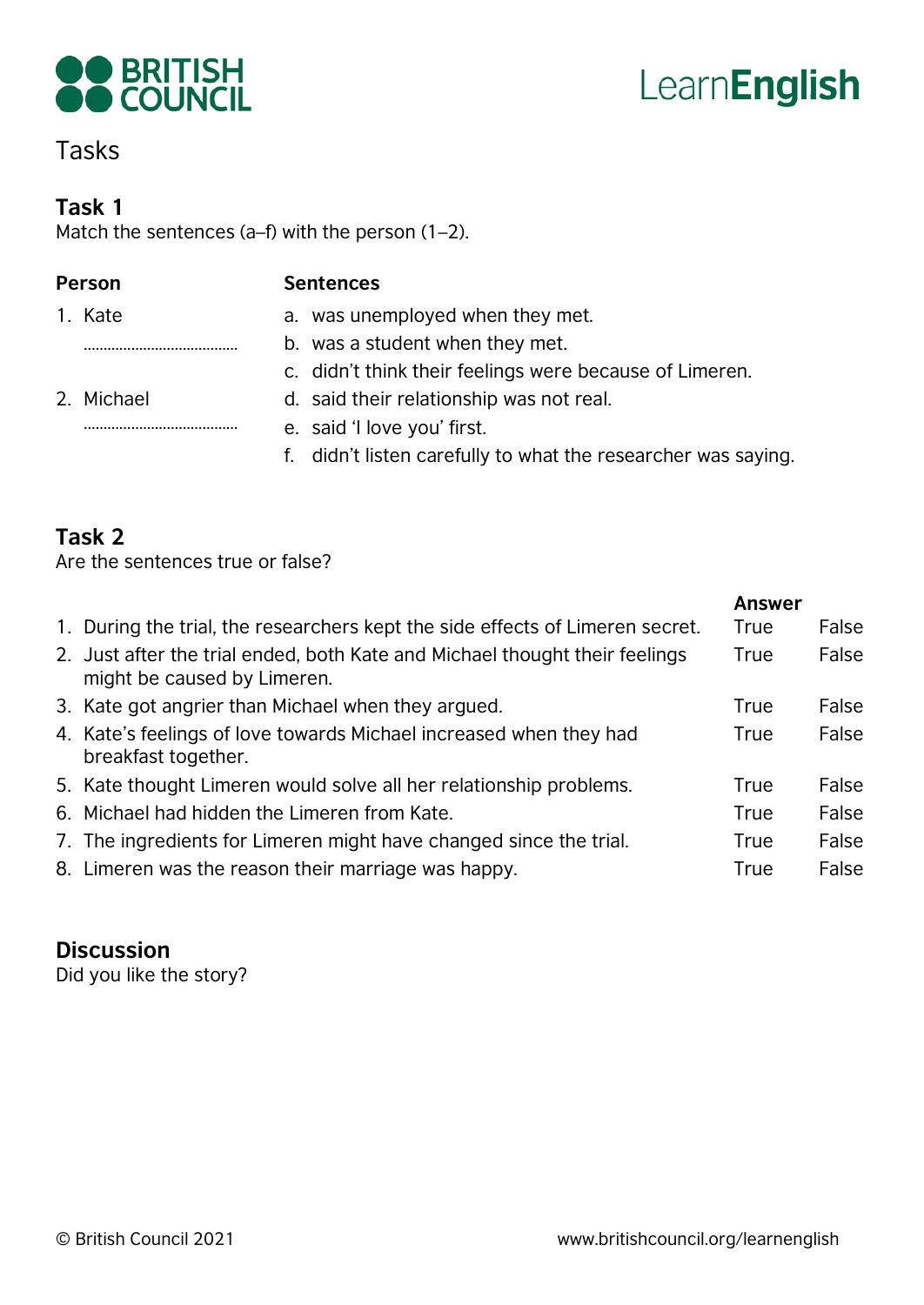# Tasks

## Task 1

Match the sentences (a–f) with the person (1–2).

**Person**

1. Kate
   ……………………………
2. Michael
   ……………………………

**Sentences**

a. was unemployed when they met.
b. was a student when they met.
c. didn't think their feelings were because of Limeren.
d. said their relationship was not real.
e. said 'I love you' first.
f. didn't listen carefully to what the researcher was saying.

## Task 2

Are the sentences true or false?

| | | Answer | |
|---|---|---|---|
| 1. | During the trial, the researchers kept the side effects of Limeren secret. | True | False |
| 2. | Just after the trial ended, both Kate and Michael thought their feelings might be caused by Limeren. | True | False |
| 3. | Kate got angrier than Michael when they argued. | True | False |
| 4. | Kate's feelings of love towards Michael increased when they had breakfast together. | True | False |
| 5. | Kate thought Limeren would solve all her relationship problems. | True | False |
| 6. | Michael had hidden the Limeren from Kate. | True | False |
| 7. | The ingredients for Limeren might have changed since the trial. | True | False |
| 8. | Limeren was the reason their marriage was happy. | True | False |

## Discussion

Did you like the story?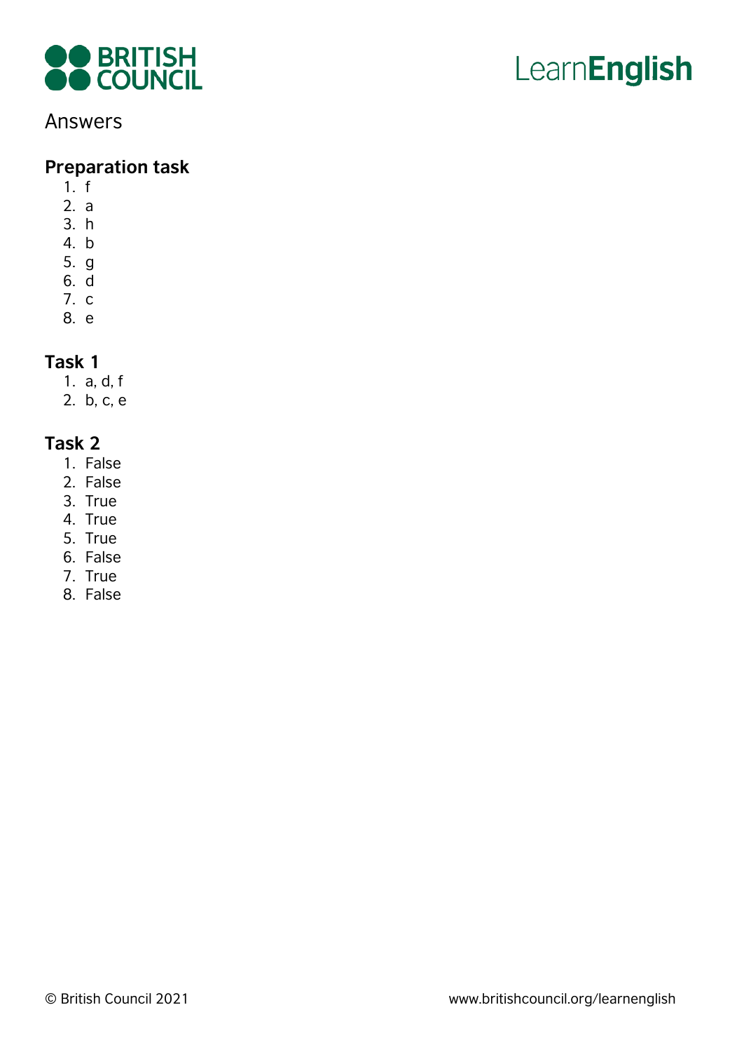# Answers

## Preparation task

1. f
2. a
3. h
4. b
5. g
6. d
7. c
8. e

## Task 1

1. a, d, f
2. b, c, e

## Task 2

1. False
2. False
3. True
4. True
5. True
6. False
7. True
8. False